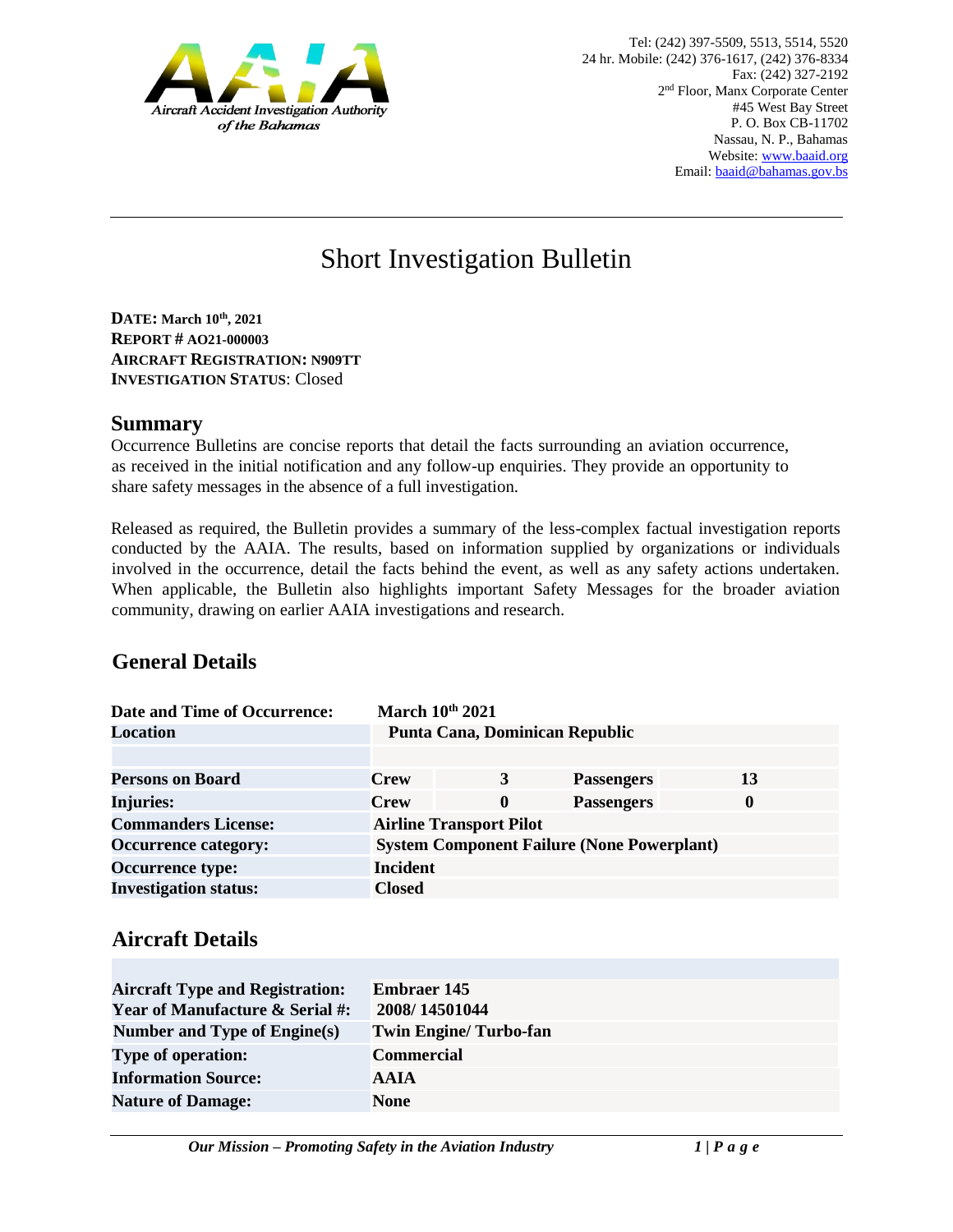Aircraft Accident Investigation Authority of the Bahamas

Tel: (242) 397-5509, 5513, 5514, 5520
24 hr. Mobile: (242) 376-1617, (242) 376-8334
Fax: (242) 327-2192
2nd Floor, Manx Corporate Center
#45 West Bay Street
P. O. Box CB-11702
Nassau, N. P., Bahamas
Website: www.baaid.org
Email: baaid@bahamas.gov.bs

# Short Investigation Bulletin

**DATE: March 10th, 2021**
**REPORT # AO21-000003**
**AIRCRAFT REGISTRATION: N909TT**
**INVESTIGATION STATUS**: Closed

## Summary

Occurrence Bulletins are concise reports that detail the facts surrounding an aviation occurrence, as received in the initial notification and any follow-up enquiries. They provide an opportunity to share safety messages in the absence of a full investigation.

Released as required, the Bulletin provides a summary of the less-complex factual investigation reports conducted by the AAIA. The results, based on information supplied by organizations or individuals involved in the occurrence, detail the facts behind the event, as well as any safety actions undertaken. When applicable, the Bulletin also highlights important Safety Messages for the broader aviation community, drawing on earlier AAIA investigations and research.

## General Details

| | | | | |
|---|---|---|---|---|
| **Date and Time of Occurrence:** | **March 10th 2021** | | | |
| **Location** | **Punta Cana, Dominican Republic** | | | |
| | | | | |
| **Persons on Board** | **Crew** | **3** | **Passengers** | **13** |
| **Injuries:** | **Crew** | **0** | **Passengers** | **0** |
| **Commanders License:** | **Airline Transport Pilot** | | | |
| **Occurrence category:** | **System Component Failure (None Powerplant)** | | | |
| **Occurrence type:** | **Incident** | | | |
| **Investigation status:** | **Closed** | | | |

## Aircraft Details

| | |
|---|---|
| **Aircraft Type and Registration:** | **Embraer 145** |
| **Year of Manufacture & Serial #:** | **2008/ 14501044** |
| **Number and Type of Engine(s)** | **Twin Engine/ Turbo-fan** |
| **Type of operation:** | **Commercial** |
| **Information Source:** | **AAIA** |
| **Nature of Damage:** | **None** |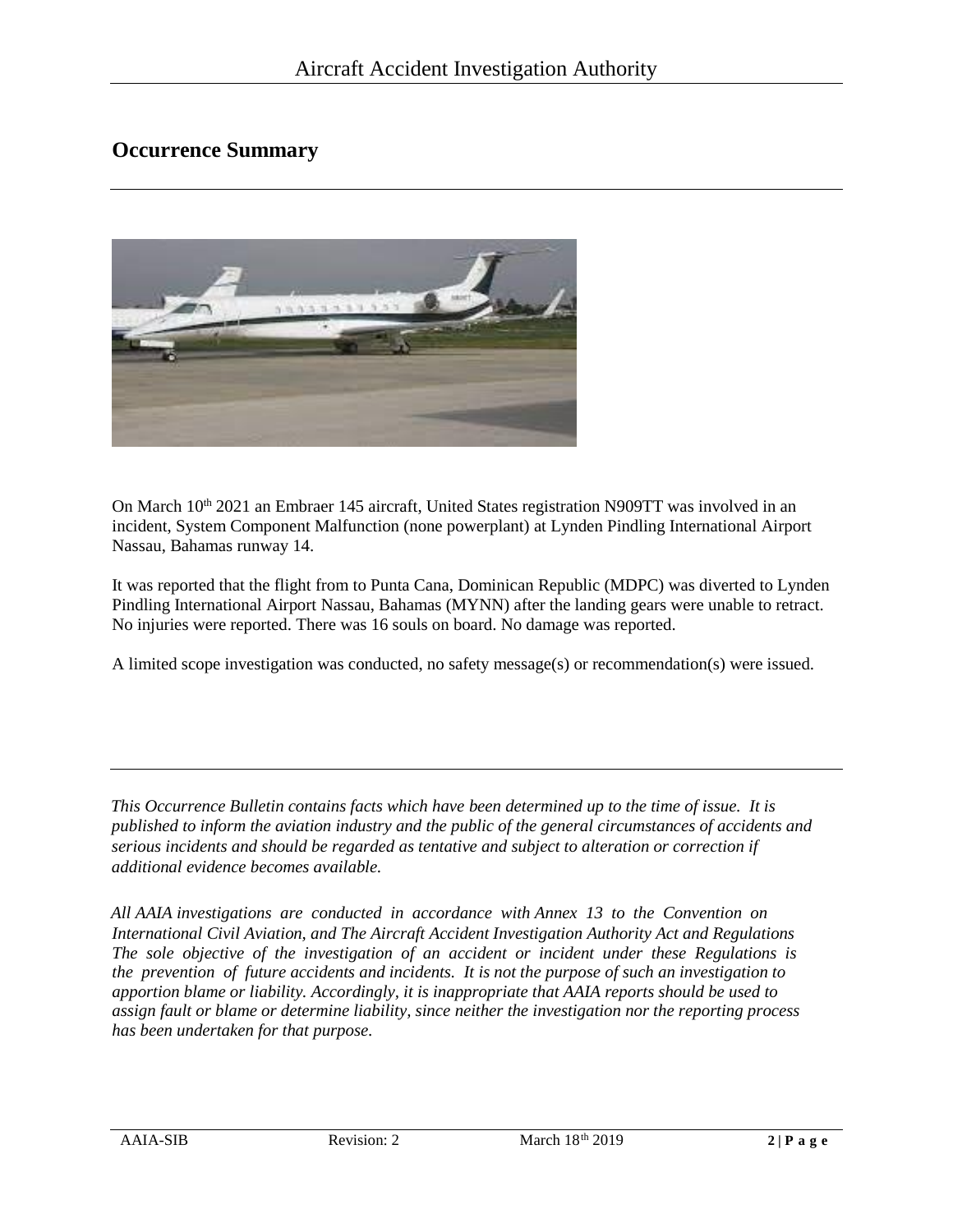## Occurrence Summary

On March 10th 2021 an Embraer 145 aircraft, United States registration N909TT was involved in an incident, System Component Malfunction (none powerplant) at Lynden Pindling International Airport Nassau, Bahamas runway 14.

It was reported that the flight from to Punta Cana, Dominican Republic (MDPC) was diverted to Lynden Pindling International Airport Nassau, Bahamas (MYNN) after the landing gears were unable to retract. No injuries were reported. There was 16 souls on board. No damage was reported.

A limited scope investigation was conducted, no safety message(s) or recommendation(s) were issued.

*This Occurrence Bulletin contains facts which have been determined up to the time of issue. It is published to inform the aviation industry and the public of the general circumstances of accidents and serious incidents and should be regarded as tentative and subject to alteration or correction if additional evidence becomes available.*

*All AAIA investigations are conducted in accordance with Annex 13 to the Convention on International Civil Aviation, and The Aircraft Accident Investigation Authority Act and Regulations The sole objective of the investigation of an accident or incident under these Regulations is the prevention of future accidents and incidents. It is not the purpose of such an investigation to apportion blame or liability. Accordingly, it is inappropriate that AAIA reports should be used to assign fault or blame or determine liability, since neither the investigation nor the reporting process has been undertaken for that purpose.*